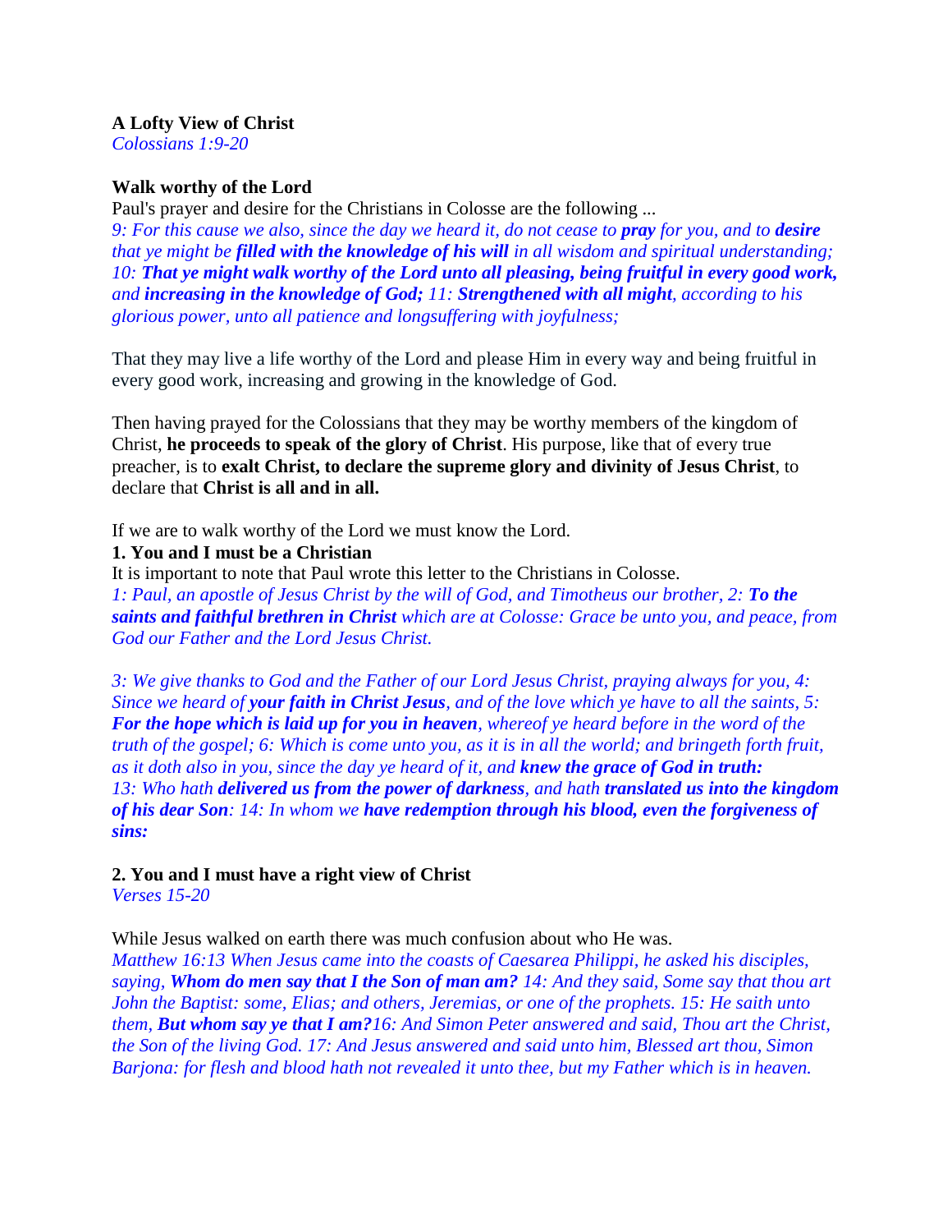**A Lofty View of Christ**
*Colossians 1:9-20*

**Walk worthy of the Lord**
Paul's prayer and desire for the Christians in Colosse are the following ...
*9: For this cause we also, since the day we heard it, do not cease to **pray** for you, and to **desire** that ye might be **filled with the knowledge of his will** in all wisdom and spiritual understanding; 10: **That ye might walk worthy of the Lord unto all pleasing, being fruitful in every good work,** and **increasing in the knowledge of God;** 11: **Strengthened with all might**, according to his glorious power, unto all patience and longsuffering with joyfulness;*

That they may live a life worthy of the Lord and please Him in every way and being fruitful in every good work, increasing and growing in the knowledge of God.

Then having prayed for the Colossians that they may be worthy members of the kingdom of Christ, **he proceeds to speak of the glory of Christ**. His purpose, like that of every true preacher, is to **exalt Christ, to declare the supreme glory and divinity of Jesus Christ**, to declare that **Christ is all and in all.**

If we are to walk worthy of the Lord we must know the Lord.

**1. You and I must be a Christian**
It is important to note that Paul wrote this letter to the Christians in Colosse.
*1: Paul, an apostle of Jesus Christ by the will of God, and Timotheus our brother, 2: **To the saints and faithful brethren in Christ** which are at Colose: Grace be unto you, and peace, from God our Father and the Lord Jesus Christ.*

*3: We give thanks to God and the Father of our Lord Jesus Christ, praying always for you, 4: Since we heard of **your faith in Christ Jesus**, and of the love which ye have to all the saints, 5: **For the hope which is laid up for you in heaven**, whereof ye heard before in the word of the truth of the gospel; 6: Which is come unto you, as it is in all the world; and bringeth forth fruit, as it doth also in you, since the day ye heard of it, and **knew the grace of God in truth:** 13: Who hath **delivered us from the power of darkness**, and hath **translated us into the kingdom of his dear Son**: 14: In whom we **have redemption through his blood, even the forgiveness of sins:***

**2. You and I must have a right view of Christ**
*Verses 15-20*

While Jesus walked on earth there was much confusion about who He was.
*Matthew 16:13 When Jesus came into the coasts of Caesarea Philippi, he asked his disciples, saying, **Whom do men say that I the Son of man am?** 14: And they said, Some say that thou art John the Baptist: some, Elias; and others, Jeremias, or one of the prophets. 15: He saith unto them, **But whom say ye that I am?**16: And Simon Peter answered and said, Thou art the Christ, the Son of the living God. 17: And Jesus answered and said unto him, Blessed art thou, Simon Barjona: for flesh and blood hath not revealed it unto thee, but my Father which is in heaven.*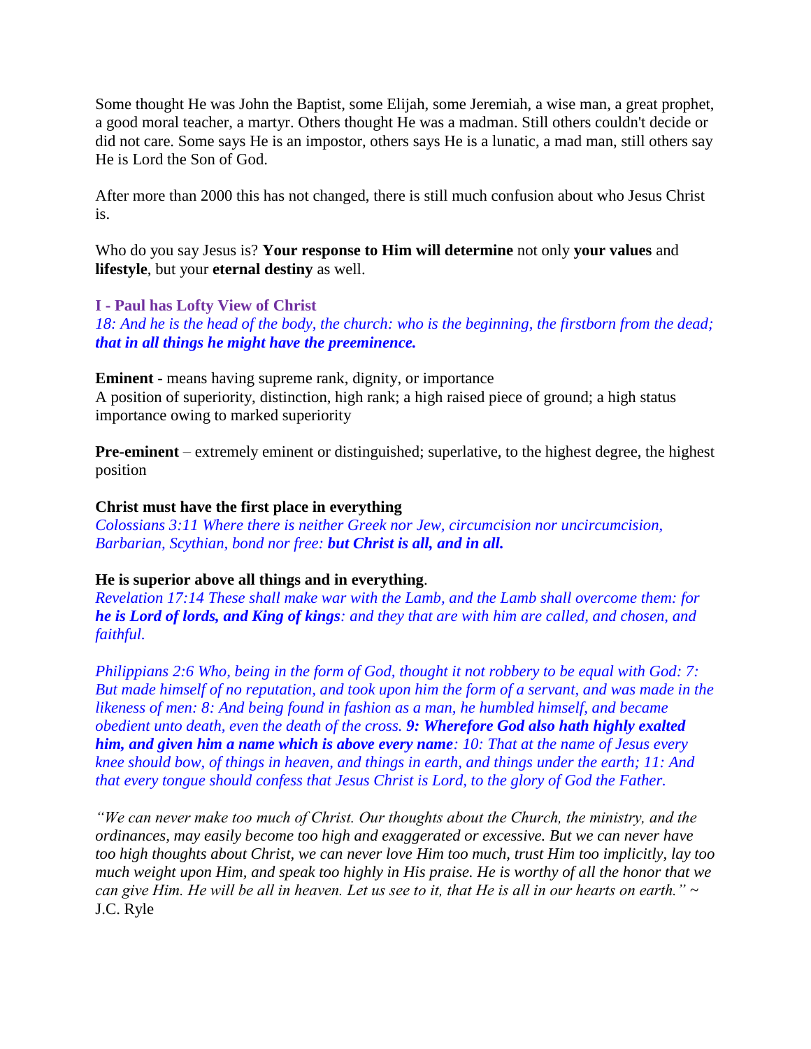Some thought He was John the Baptist, some Elijah, some Jeremiah, a wise man, a great prophet, a good moral teacher, a martyr. Others thought He was a madman. Still others couldn't decide or did not care. Some says He is an impostor, others says He is a lunatic, a mad man, still others say He is Lord the Son of God.

After more than 2000 this has not changed, there is still much confusion about who Jesus Christ is.

Who do you say Jesus is? **Your response to Him will determine** not only **your values** and **lifestyle**, but your **eternal destiny** as well.

### I - Paul has Lofty View of Christ

*18: And he is the head of the body, the church: who is the beginning, the firstborn from the dead;* ***that in all things he might have the preeminence.***

**Eminent** - means having supreme rank, dignity, or importance
A position of superiority, distinction, high rank; a high raised piece of ground; a high status importance owing to marked superiority

**Pre-eminent** – extremely eminent or distinguished; superlative, to the highest degree, the highest position

**Christ must have the first place in everything**
*Colossians 3:11 Where there is neither Greek nor Jew, circumcision nor uncircumcision, Barbarian, Scythian, bond nor free:* ***but Christ is all, and in all.***

**He is superior above all things and in everything**.
*Revelation 17:14 These shall make war with the Lamb, and the Lamb shall overcome them: for* ***he is Lord of lords, and King of kings****: and they that are with him are called, and chosen, and faithful.*

*Philippians 2:6 Who, being in the form of God, thought it not robbery to be equal with God: 7: But made himself of no reputation, and took upon him the form of a servant, and was made in the likeness of men: 8: And being found in fashion as a man, he humbled himself, and became obedient unto death, even the death of the cross.* ***9: Wherefore God also hath highly exalted him, and given him a name which is above every name****: 10: That at the name of Jesus every knee should bow, of things in heaven, and things in earth, and things under the earth; 11: And that every tongue should confess that Jesus Christ is Lord, to the glory of God the Father.*

*"We can never make too much of Christ. Our thoughts about the Church, the ministry, and the ordinances, may easily become too high and exaggerated or excessive. But we can never have too high thoughts about Christ, we can never love Him too much, trust Him too implicitly, lay too much weight upon Him, and speak too highly in His praise. He is worthy of all the honor that we can give Him. He will be all in heaven. Let us see to it, that He is all in our hearts on earth."* ~ J.C. Ryle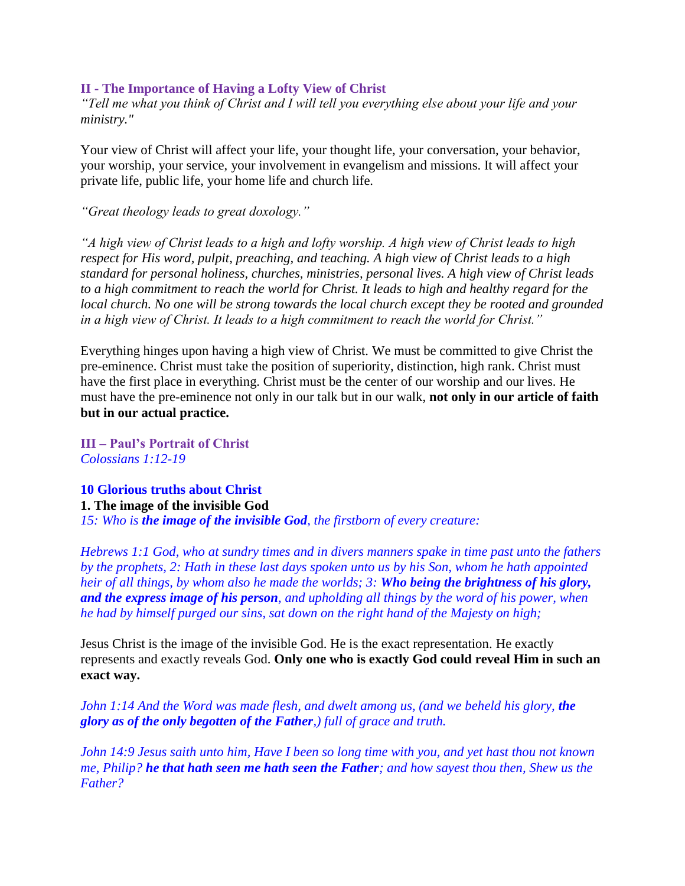## II - The Importance of Having a Lofty View of Christ

*"Tell me what you think of Christ and I will tell you everything else about your life and your ministry."*

Your view of Christ will affect your life, your thought life, your conversation, your behavior, your worship, your service, your involvement in evangelism and missions. It will affect your private life, public life, your home life and church life.

*"Great theology leads to great doxology."*

*"A high view of Christ leads to a high and lofty worship. A high view of Christ leads to high respect for His word, pulpit, preaching, and teaching. A high view of Christ leads to a high standard for personal holiness, churches, ministries, personal lives. A high view of Christ leads to a high commitment to reach the world for Christ. It leads to high and healthy regard for the local church. No one will be strong towards the local church except they be rooted and grounded in a high view of Christ. It leads to a high commitment to reach the world for Christ."*

Everything hinges upon having a high view of Christ. We must be committed to give Christ the pre-eminence. Christ must take the position of superiority, distinction, high rank. Christ must have the first place in everything. Christ must be the center of our worship and our lives. He must have the pre-eminence not only in our talk but in our walk, **not only in our article of faith but in our actual practice.**

## III – Paul's Portrait of Christ

*Colossians 1:12-19*

### 10 Glorious truths about Christ

**1. The image of the invisible God**

*15: Who is **the image of the invisible God**, the firstborn of every creature:*

*Hebrews 1:1 God, who at sundry times and in divers manners spake in time past unto the fathers by the prophets, 2: Hath in these last days spoken unto us by his Son, whom he hath appointed heir of all things, by whom also he made the worlds; 3: **Who being the brightness of his glory, and the express image of his person**, and upholding all things by the word of his power, when he had by himself purged our sins, sat down on the right hand of the Majesty on high;*

Jesus Christ is the image of the invisible God. He is the exact representation. He exactly represents and exactly reveals God. **Only one who is exactly God could reveal Him in such an exact way.**

*John 1:14 And the Word was made flesh, and dwelt among us, (and we beheld his glory, **the glory as of the only begotten of the Father**,) full of grace and truth.*

*John 14:9 Jesus saith unto him, Have I been so long time with you, and yet hast thou not known me, Philip? **he that hath seen me hath seen the Father**; and how sayest thou then, Shew us the Father?*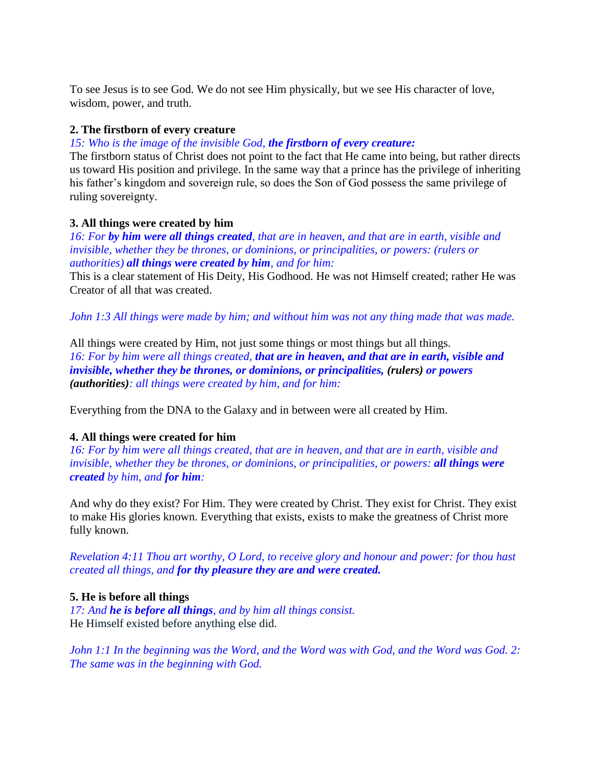To see Jesus is to see God. We do not see Him physically, but we see His character of love, wisdom, power, and truth.

**2. The firstborn of every creature**

*15: Who is the image of the invisible God, **the firstborn of every creature:***

The firstborn status of Christ does not point to the fact that He came into being, but rather directs us toward His position and privilege. In the same way that a prince has the privilege of inheriting his father's kingdom and sovereign rule, so does the Son of God possess the same privilege of ruling sovereignty.

**3. All things were created by him**

*16: For **by him were all things created**, that are in heaven, and that are in earth, visible and invisible, whether they be thrones, or dominions, or principalities, or powers: (rulers or authorities) **all things were created by him**, and for him:*

This is a clear statement of His Deity, His Godhood. He was not Himself created; rather He was Creator of all that was created.

*John 1:3 All things were made by him; and without him was not any thing made that was made.*

All things were created by Him, not just some things or most things but all things.

*16: For by him were all things created, **that are in heaven, and that are in earth, visible and invisible, whether they be thrones, or dominions, or principalities, (rulers) or powers (authorities)**: all things were created by him, and for him:*

Everything from the DNA to the Galaxy and in between were all created by Him.

**4. All things were created for him**

*16: For by him were all things created, that are in heaven, and that are in earth, visible and invisible, whether they be thrones, or dominions, or principalities, or powers: **all things were created** by him, and **for him**:*

And why do they exist? For Him. They were created by Christ. They exist for Christ. They exist to make His glories known. Everything that exists, exists to make the greatness of Christ more fully known.

*Revelation 4:11 Thou art worthy, O Lord, to receive glory and honour and power: for thou hast created all things, and **for thy pleasure they are and were created.***

**5. He is before all things**

*17: And **he is before all things**, and by him all things consist.*

He Himself existed before anything else did.

*John 1:1 In the beginning was the Word, and the Word was with God, and the Word was God. 2: The same was in the beginning with God.*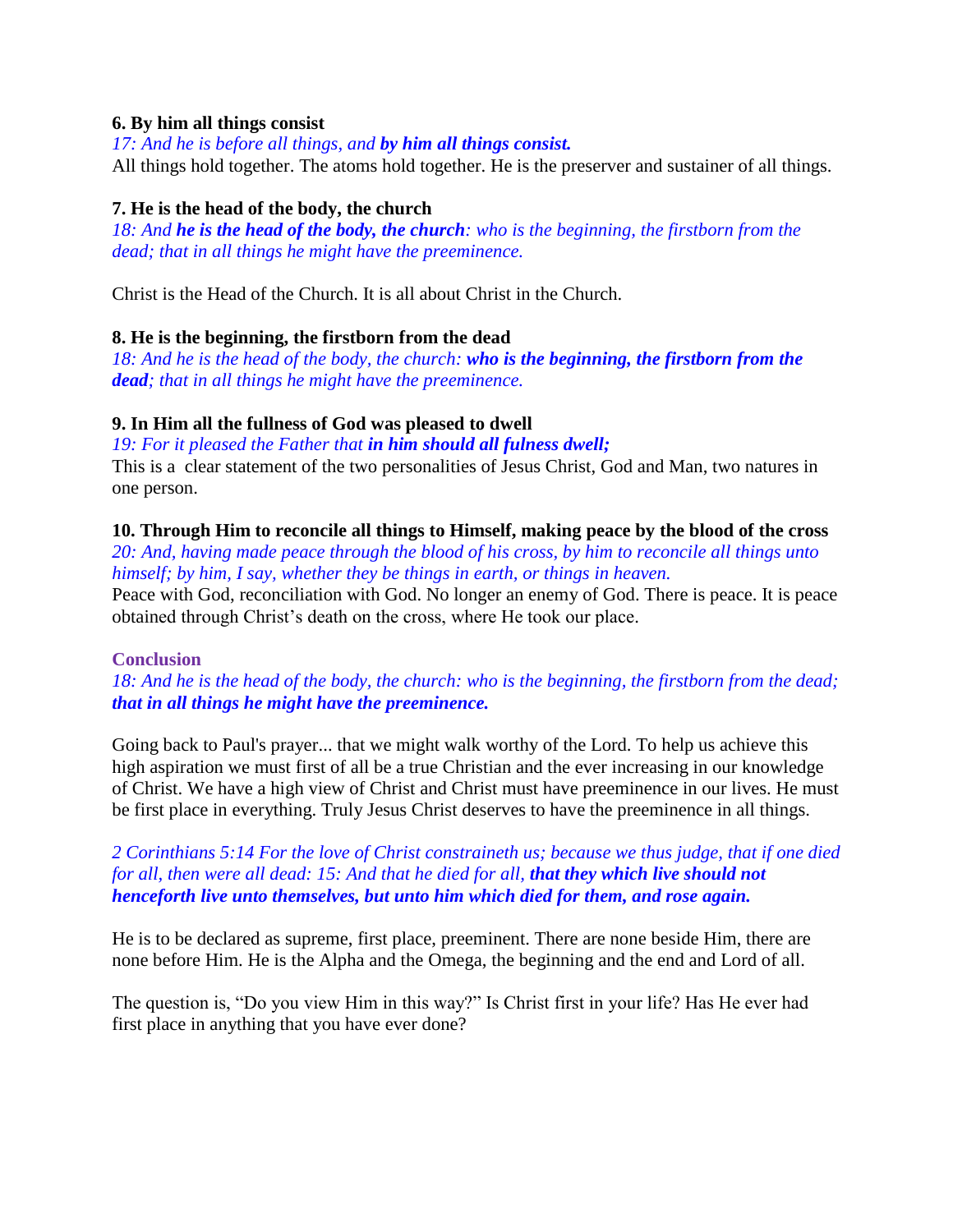**6. By him all things consist**

*17: And he is before all things, and* ***by him all things consist.***

All things hold together. The atoms hold together. He is the preserver and sustainer of all things.

**7. He is the head of the body, the church**

*18: And* ***he is the head of the body, the church****: who is the beginning, the firstborn from the dead; that in all things he might have the preeminence.*

Christ is the Head of the Church. It is all about Christ in the Church.

**8. He is the beginning, the firstborn from the dead**

*18: And he is the head of the body, the church:* ***who is the beginning, the firstborn from the dead****; that in all things he might have the preeminence.*

**9. In Him all the fullness of God was pleased to dwell**

*19: For it pleased the Father that* ***in him should all fulness dwell;***

This is a clear statement of the two personalities of Jesus Christ, God and Man, two natures in one person.

**10. Through Him to reconcile all things to Himself, making peace by the blood of the cross**

*20: And, having made peace through the blood of his cross, by him to reconcile all things unto himself; by him, I say, whether they be things in earth, or things in heaven.*

Peace with God, reconciliation with God. No longer an enemy of God. There is peace. It is peace obtained through Christ's death on the cross, where He took our place.

**Conclusion**

*18: And he is the head of the body, the church: who is the beginning, the firstborn from the dead;* ***that in all things he might have the preeminence.***

Going back to Paul's prayer... that we might walk worthy of the Lord. To help us achieve this high aspiration we must first of all be a true Christian and the ever increasing in our knowledge of Christ. We have a high view of Christ and Christ must have preeminence in our lives. He must be first place in everything. Truly Jesus Christ deserves to have the preeminence in all things.

*2 Corinthians 5:14 For the love of Christ constraineth us; because we thus judge, that if one died for all, then were all dead: 15: And that he died for all,* ***that they which live should not henceforth live unto themselves, but unto him which died for them, and rose again.***

He is to be declared as supreme, first place, preeminent. There are none beside Him, there are none before Him. He is the Alpha and the Omega, the beginning and the end and Lord of all.

The question is, "Do you view Him in this way?" Is Christ first in your life? Has He ever had first place in anything that you have ever done?